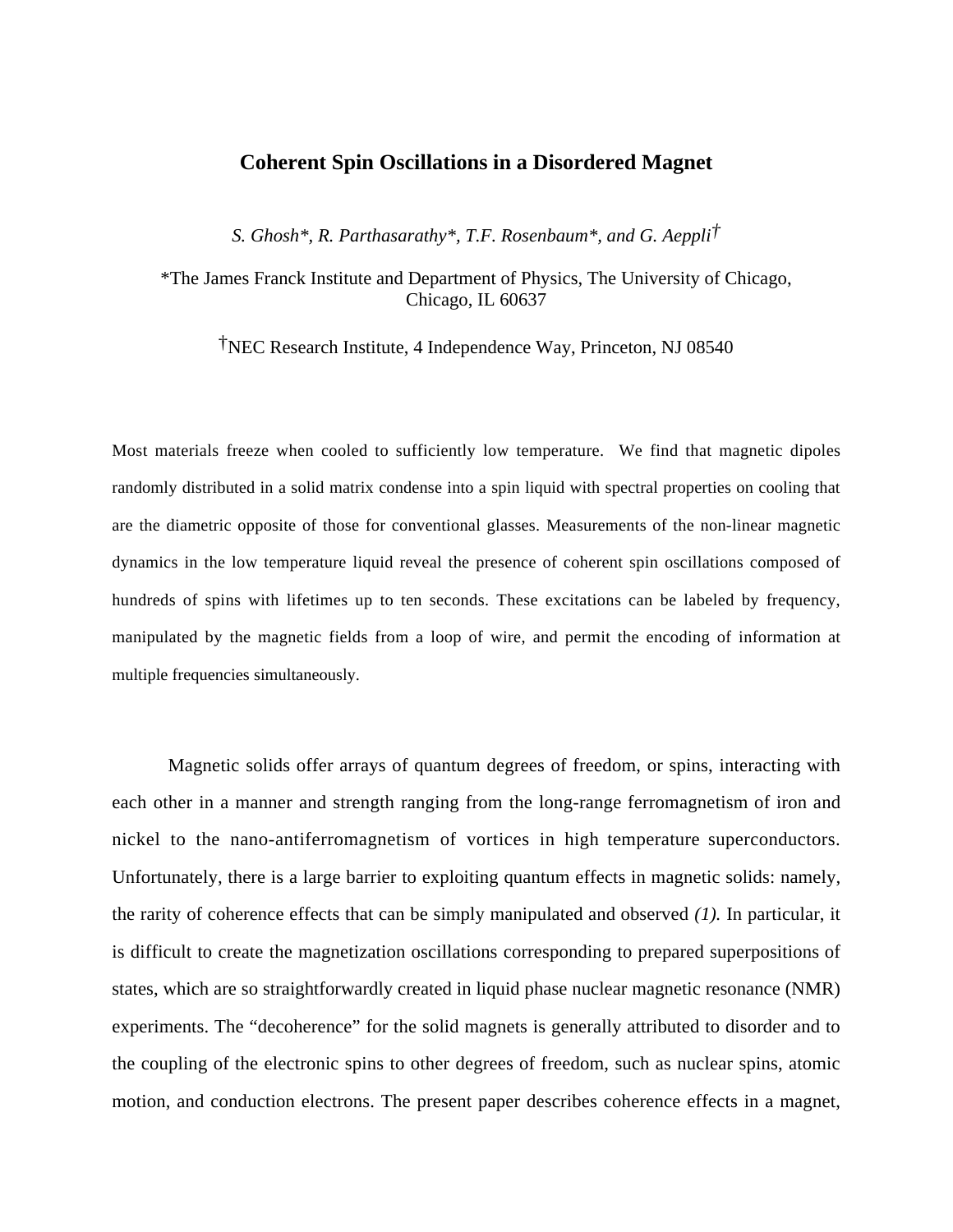# Coherent Spin Oscillations in a Disordered Magnet

*S. Ghosh\*, R. Parthasarathy\*, T.F. Rosenbaum\*, and G. Aeppli†*

\*The James Franck Institute and Department of Physics, The University of Chicago, Chicago, IL 60637

†NEC Research Institute, 4 Independence Way, Princeton, NJ 08540

Most materials freeze when cooled to sufficiently low temperature. We find that magnetic dipoles randomly distributed in a solid matrix condense into a spin liquid with spectral properties on cooling that are the diametric opposite of those for conventional glasses. Measurements of the non-linear magnetic dynamics in the low temperature liquid reveal the presence of coherent spin oscillations composed of hundreds of spins with lifetimes up to ten seconds. These excitations can be labeled by frequency, manipulated by the magnetic fields from a loop of wire, and permit the encoding of information at multiple frequencies simultaneously.

Magnetic solids offer arrays of quantum degrees of freedom, or spins, interacting with each other in a manner and strength ranging from the long-range ferromagnetism of iron and nickel to the nano-antiferromagnetism of vortices in high temperature superconductors. Unfortunately, there is a large barrier to exploiting quantum effects in magnetic solids: namely, the rarity of coherence effects that can be simply manipulated and observed *(1).* In particular, it is difficult to create the magnetization oscillations corresponding to prepared superpositions of states, which are so straightforwardly created in liquid phase nuclear magnetic resonance (NMR) experiments. The "decoherence" for the solid magnets is generally attributed to disorder and to the coupling of the electronic spins to other degrees of freedom, such as nuclear spins, atomic motion, and conduction electrons. The present paper describes coherence effects in a magnet,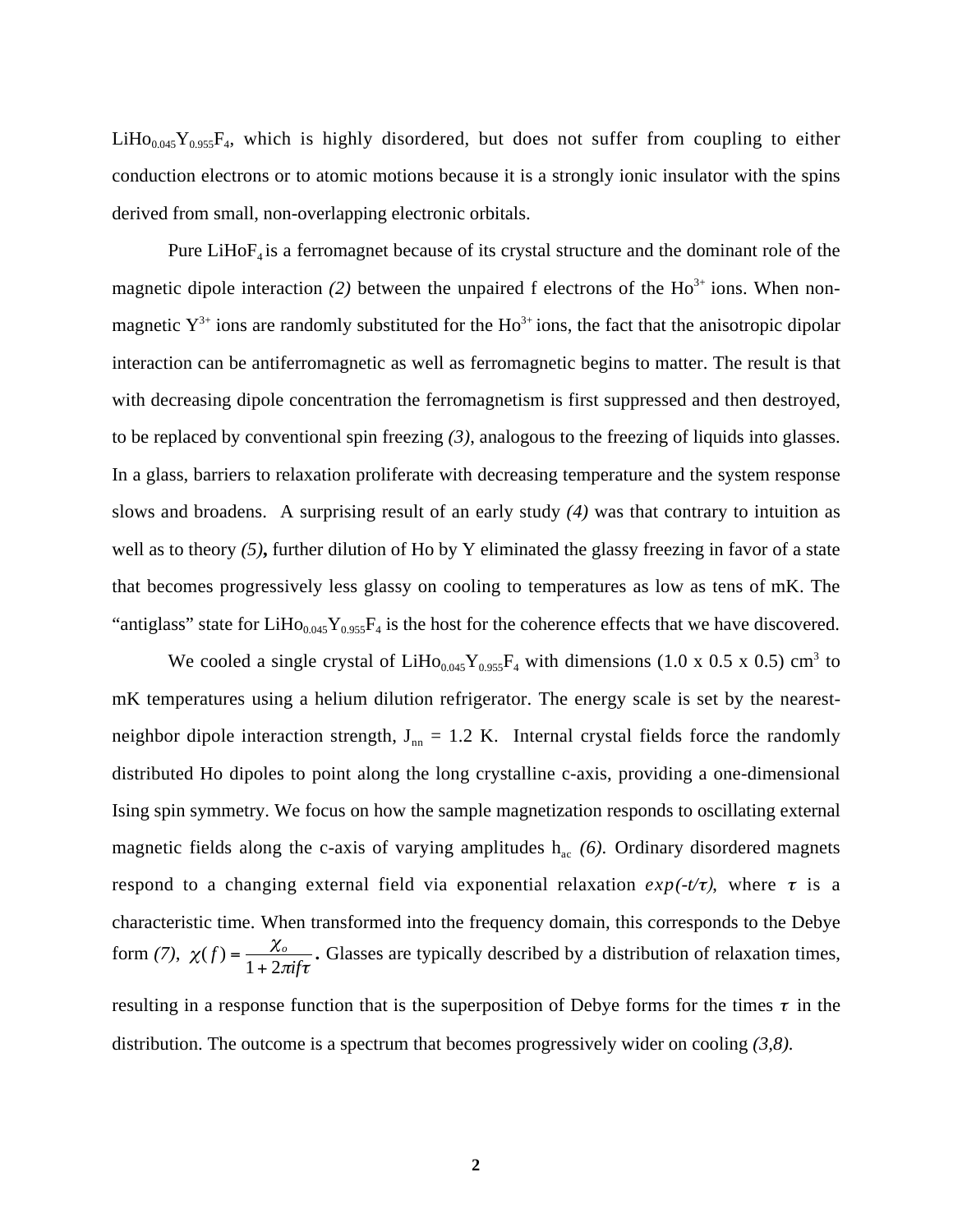$LiHo_{0.045}Y_{0.955}F_4$, which is highly disordered, but does not suffer from coupling to either conduction electrons or to atomic motions because it is a strongly ionic insulator with the spins derived from small, non-overlapping electronic orbitals.

Pure $LiHoF_4$ is a ferromagnet because of its crystal structure and the dominant role of the magnetic dipole interaction *(2)* between the unpaired f electrons of the $Ho^{3+}$ ions. When non-magnetic $Y^{3+}$ ions are randomly substituted for the $Ho^{3+}$ ions, the fact that the anisotropic dipolar interaction can be antiferromagnetic as well as ferromagnetic begins to matter. The result is that with decreasing dipole concentration the ferromagnetism is first suppressed and then destroyed, to be replaced by conventional spin freezing *(3)*, analogous to the freezing of liquids into glasses. In a glass, barriers to relaxation proliferate with decreasing temperature and the system response slows and broadens. A surprising result of an early study *(4)* was that contrary to intuition as well as to theory *(5)*, further dilution of Ho by Y eliminated the glassy freezing in favor of a state that becomes progressively less glassy on cooling to temperatures as low as tens of mK. The "antiglass" state for $LiHo_{0.045}Y_{0.955}F_4$ is the host for the coherence effects that we have discovered.

We cooled a single crystal of $LiHo_{0.045}Y_{0.955}F_4$ with dimensions (1.0 x 0.5 x 0.5) $cm^3$ to mK temperatures using a helium dilution refrigerator. The energy scale is set by the nearest-neighbor dipole interaction strength, $J_{nn}$ = 1.2 K. Internal crystal fields force the randomly distributed Ho dipoles to point along the long crystalline c-axis, providing a one-dimensional Ising spin symmetry. We focus on how the sample magnetization responds to oscillating external magnetic fields along the c-axis of varying amplitudes $h_{ac}$ *(6)*. Ordinary disordered magnets respond to a changing external field via exponential relaxation $exp(-t/\tau)$, where $\tau$ is a characteristic time. When transformed into the frequency domain, this corresponds to the Debye form *(7)*, $\chi(f) = \dfrac{\chi_o}{1 + 2\pi i f \tau}$. Glasses are typically described by a distribution of relaxation times, resulting in a response function that is the superposition of Debye forms for the times $\tau$ in the distribution. The outcome is a spectrum that becomes progressively wider on cooling *(3,8)*.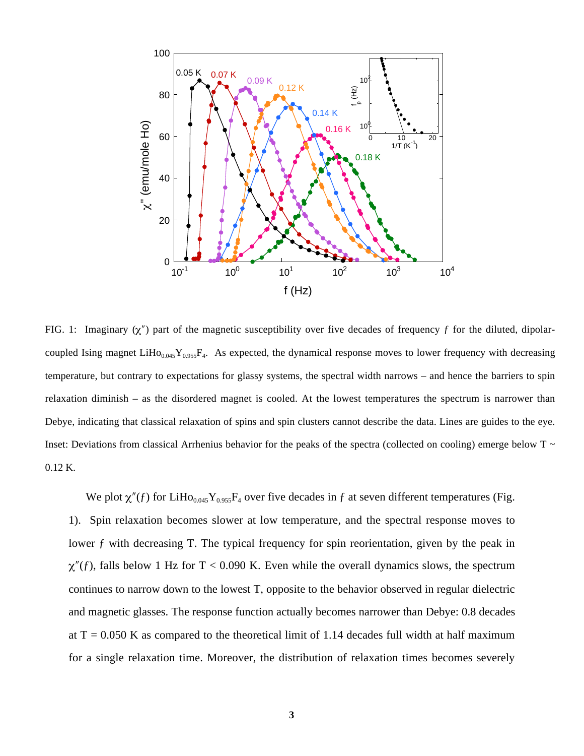FIG. 1: Imaginary ($\chi''$) part of the magnetic susceptibility over five decades of frequency $f$ for the diluted, dipolar-coupled Ising magnet $LiHo_{0.045}Y_{0.955}F_4$. As expected, the dynamical response moves to lower frequency with decreasing temperature, but contrary to expectations for glassy systems, the spectral width narrows – and hence the barriers to spin relaxation diminish – as the disordered magnet is cooled. At the lowest temperatures the spectrum is narrower than Debye, indicating that classical relaxation of spins and spin clusters cannot describe the data. Lines are guides to the eye. Inset: Deviations from classical Arrhenius behavior for the peaks of the spectra (collected on cooling) emerge below T ~ 0.12 K.

We plot $\chi''(f)$ for $LiHo_{0.045}Y_{0.955}F_4$ over five decades in $f$ at seven different temperatures (Fig. 1). Spin relaxation becomes slower at low temperature, and the spectral response moves to lower $f$ with decreasing T. The typical frequency for spin reorientation, given by the peak in $\chi''(f)$, falls below 1 Hz for T < 0.090 K. Even while the overall dynamics slows, the spectrum continues to narrow down to the lowest T, opposite to the behavior observed in regular dielectric and magnetic glasses. The response function actually becomes narrower than Debye: 0.8 decades at T = 0.050 K as compared to the theoretical limit of 1.14 decades full width at half maximum for a single relaxation time. Moreover, the distribution of relaxation times becomes severely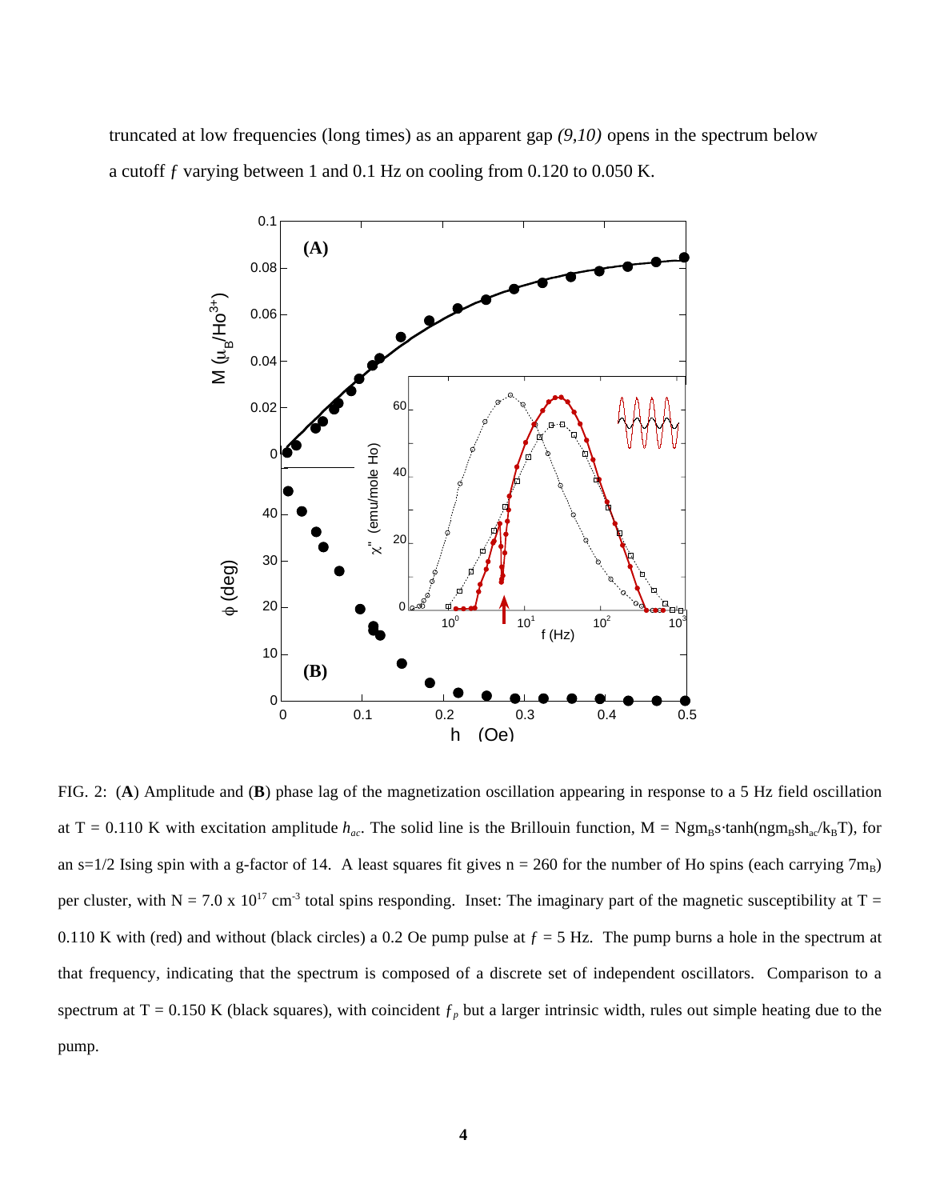truncated at low frequencies (long times) as an apparent gap *(9,10)* opens in the spectrum below a cutoff $f$ varying between 1 and 0.1 Hz on cooling from 0.120 to 0.050 K.

FIG. 2: (**A**) Amplitude and (**B**) phase lag of the magnetization oscillation appearing in response to a 5 Hz field oscillation at T = 0.110 K with excitation amplitude $h_{ac}$. The solid line is the Brillouin function, $M = Ngm_B s \cdot \tanh(ngm_B s h_{ac}/k_B T)$, for an s=1/2 Ising spin with a g-factor of 14. A least squares fit gives n = 260 for the number of Ho spins (each carrying $7m_B$) per cluster, with N = 7.0 x $10^{17}$ $cm^{-3}$ total spins responding. Inset: The imaginary part of the magnetic susceptibility at T = 0.110 K with (red) and without (black circles) a 0.2 Oe pump pulse at $f$ = 5 Hz. The pump burns a hole in the spectrum at that frequency, indicating that the spectrum is composed of a discrete set of independent oscillators. Comparison to a spectrum at T = 0.150 K (black squares), with coincident $f_p$ but a larger intrinsic width, rules out simple heating due to the pump.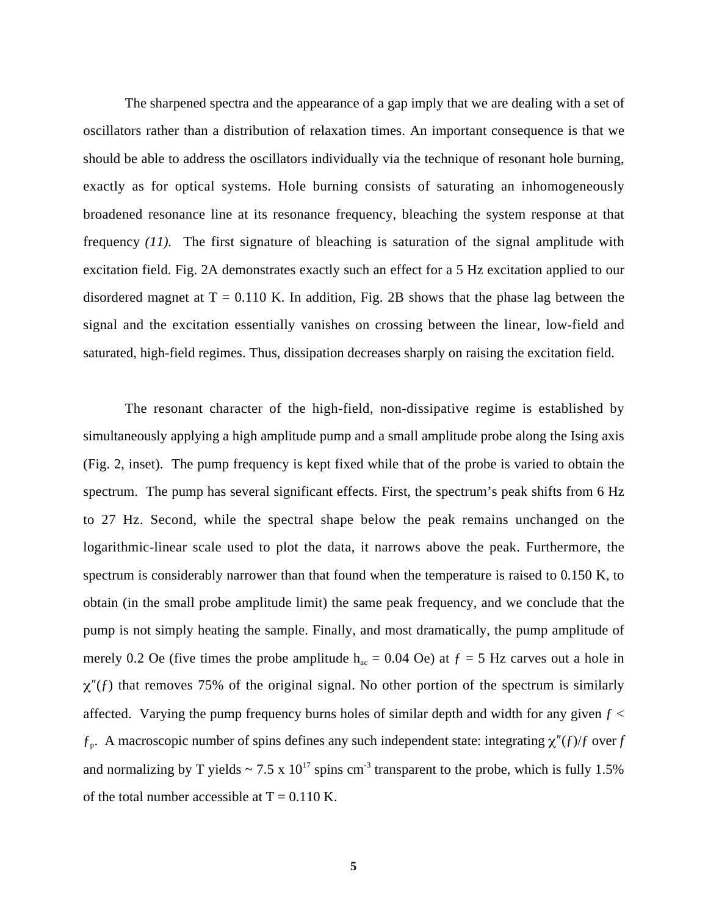The sharpened spectra and the appearance of a gap imply that we are dealing with a set of oscillators rather than a distribution of relaxation times. An important consequence is that we should be able to address the oscillators individually via the technique of resonant hole burning, exactly as for optical systems. Hole burning consists of saturating an inhomogeneously broadened resonance line at its resonance frequency, bleaching the system response at that frequency *(11).* The first signature of bleaching is saturation of the signal amplitude with excitation field. Fig. 2A demonstrates exactly such an effect for a 5 Hz excitation applied to our disordered magnet at T = 0.110 K. In addition, Fig. 2B shows that the phase lag between the signal and the excitation essentially vanishes on crossing between the linear, low-field and saturated, high-field regimes. Thus, dissipation decreases sharply on raising the excitation field.

The resonant character of the high-field, non-dissipative regime is established by simultaneously applying a high amplitude pump and a small amplitude probe along the Ising axis (Fig. 2, inset). The pump frequency is kept fixed while that of the probe is varied to obtain the spectrum. The pump has several significant effects. First, the spectrum's peak shifts from 6 Hz to 27 Hz. Second, while the spectral shape below the peak remains unchanged on the logarithmic-linear scale used to plot the data, it narrows above the peak. Furthermore, the spectrum is considerably narrower than that found when the temperature is raised to 0.150 K, to obtain (in the small probe amplitude limit) the same peak frequency, and we conclude that the pump is not simply heating the sample. Finally, and most dramatically, the pump amplitude of merely 0.2 Oe (five times the probe amplitude $h_{ac}$ = 0.04 Oe) at $f$ = 5 Hz carves out a hole in $\chi''(f)$ that removes 75% of the original signal. No other portion of the spectrum is similarly affected. Varying the pump frequency burns holes of similar depth and width for any given $f < f_p$. A macroscopic number of spins defines any such independent state: integrating $\chi''(f)/f$ over $f$ and normalizing by T yields ~ 7.5 x $10^{17}$ spins $cm^{-3}$ transparent to the probe, which is fully 1.5% of the total number accessible at T = 0.110 K.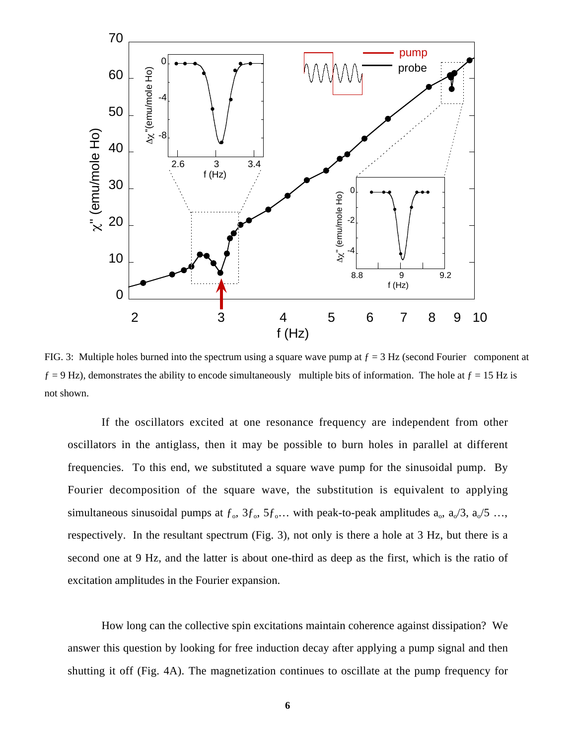FIG. 3: Multiple holes burned into the spectrum using a square wave pump at $f$ = 3 Hz (second Fourier component at $f$ = 9 Hz), demonstrates the ability to encode simultaneously multiple bits of information. The hole at $f$ = 15 Hz is not shown.

If the oscillators excited at one resonance frequency are independent from other oscillators in the antiglass, then it may be possible to burn holes in parallel at different frequencies. To this end, we substituted a square wave pump for the sinusoidal pump. By Fourier decomposition of the square wave, the substitution is equivalent to applying simultaneous sinusoidal pumps at $f_o$, $3f_o$, $5f_o$… with peak-to-peak amplitudes $a_o$, $a_o/3$, $a_o/5$ …, respectively. In the resultant spectrum (Fig. 3), not only is there a hole at 3 Hz, but there is a second one at 9 Hz, and the latter is about one-third as deep as the first, which is the ratio of excitation amplitudes in the Fourier expansion.

How long can the collective spin excitations maintain coherence against dissipation? We answer this question by looking for free induction decay after applying a pump signal and then shutting it off (Fig. 4A). The magnetization continues to oscillate at the pump frequency for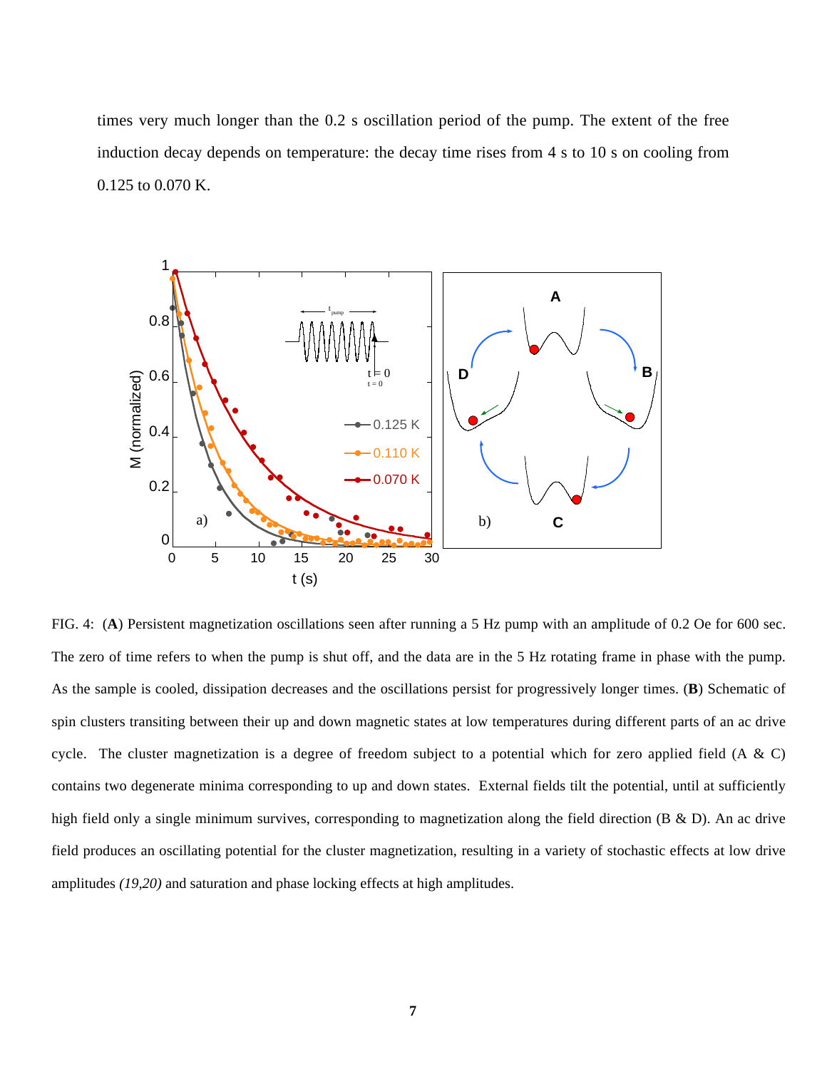times very much longer than the 0.2 s oscillation period of the pump. The extent of the free induction decay depends on temperature: the decay time rises from 4 s to 10 s on cooling from 0.125 to 0.070 K.

FIG. 4: (**A**) Persistent magnetization oscillations seen after running a 5 Hz pump with an amplitude of 0.2 Oe for 600 sec. The zero of time refers to when the pump is shut off, and the data are in the 5 Hz rotating frame in phase with the pump. As the sample is cooled, dissipation decreases and the oscillations persist for progressively longer times. (**B**) Schematic of spin clusters transiting between their up and down magnetic states at low temperatures during different parts of an ac drive cycle. The cluster magnetization is a degree of freedom subject to a potential which for zero applied field (A & C) contains two degenerate minima corresponding to up and down states. External fields tilt the potential, until at sufficiently high field only a single minimum survives, corresponding to magnetization along the field direction (B & D). An ac drive field produces an oscillating potential for the cluster magnetization, resulting in a variety of stochastic effects at low drive amplitudes *(19,20)* and saturation and phase locking effects at high amplitudes.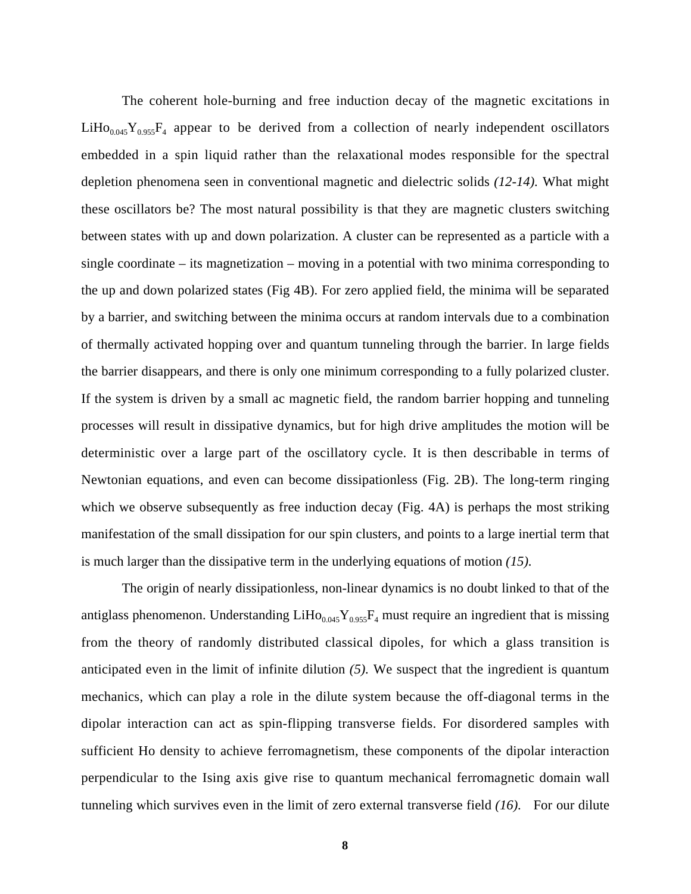The coherent hole-burning and free induction decay of the magnetic excitations in $LiHo_{0.045}Y_{0.955}F_4$ appear to be derived from a collection of nearly independent oscillators embedded in a spin liquid rather than the relaxational modes responsible for the spectral depletion phenomena seen in conventional magnetic and dielectric solids *(12-14)*. What might these oscillators be? The most natural possibility is that they are magnetic clusters switching between states with up and down polarization. A cluster can be represented as a particle with a single coordinate – its magnetization – moving in a potential with two minima corresponding to the up and down polarized states (Fig 4B). For zero applied field, the minima will be separated by a barrier, and switching between the minima occurs at random intervals due to a combination of thermally activated hopping over and quantum tunneling through the barrier. In large fields the barrier disappears, and there is only one minimum corresponding to a fully polarized cluster. If the system is driven by a small ac magnetic field, the random barrier hopping and tunneling processes will result in dissipative dynamics, but for high drive amplitudes the motion will be deterministic over a large part of the oscillatory cycle. It is then describable in terms of Newtonian equations, and even can become dissipationless (Fig. 2B). The long-term ringing which we observe subsequently as free induction decay (Fig. 4A) is perhaps the most striking manifestation of the small dissipation for our spin clusters, and points to a large inertial term that is much larger than the dissipative term in the underlying equations of motion *(15)*.

The origin of nearly dissipationless, non-linear dynamics is no doubt linked to that of the antiglass phenomenon. Understanding $LiHo_{0.045}Y_{0.955}F_4$ must require an ingredient that is missing from the theory of randomly distributed classical dipoles, for which a glass transition is anticipated even in the limit of infinite dilution *(5)*. We suspect that the ingredient is quantum mechanics, which can play a role in the dilute system because the off-diagonal terms in the dipolar interaction can act as spin-flipping transverse fields. For disordered samples with sufficient Ho density to achieve ferromagnetism, these components of the dipolar interaction perpendicular to the Ising axis give rise to quantum mechanical ferromagnetic domain wall tunneling which survives even in the limit of zero external transverse field *(16)*. For our dilute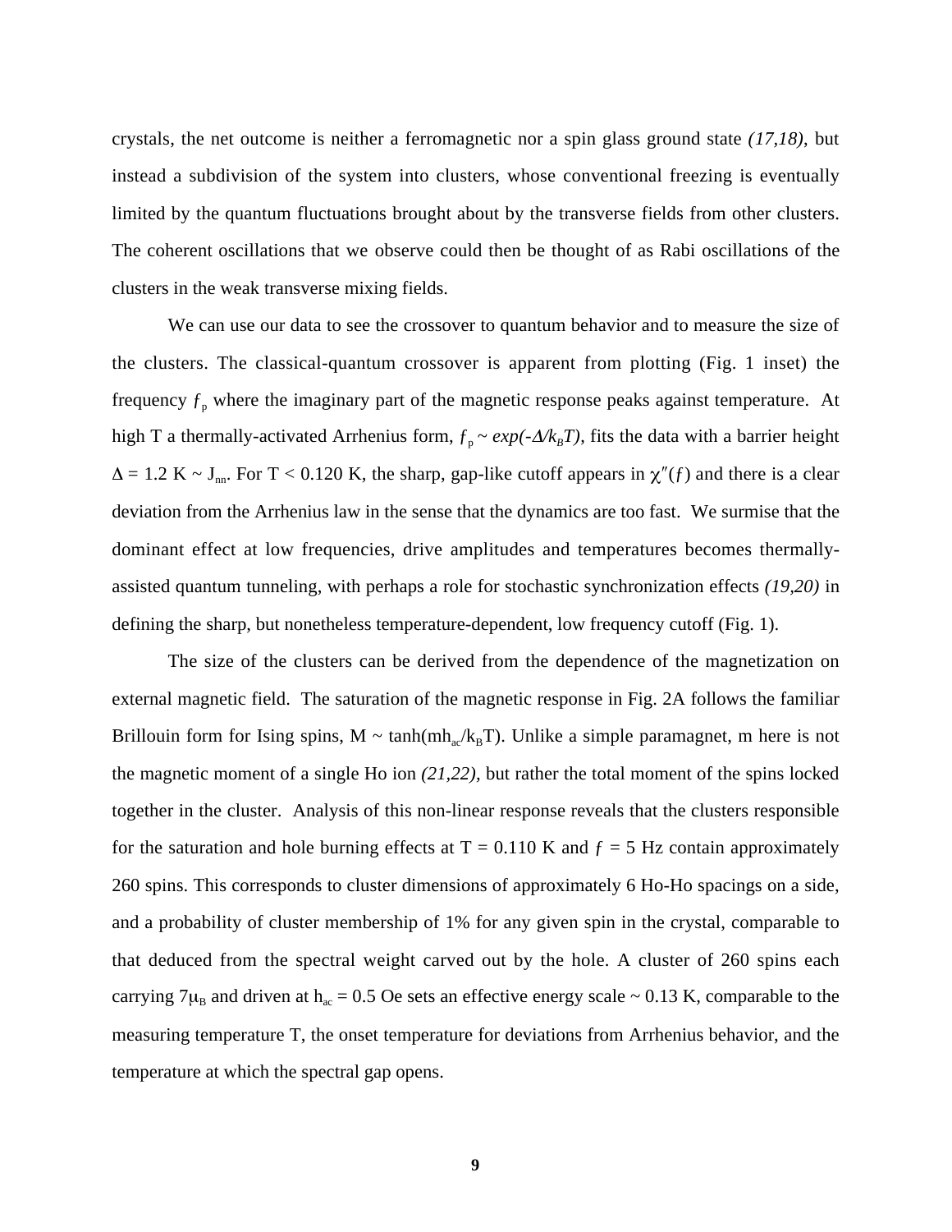crystals, the net outcome is neither a ferromagnetic nor a spin glass ground state *(17,18)*, but instead a subdivision of the system into clusters, whose conventional freezing is eventually limited by the quantum fluctuations brought about by the transverse fields from other clusters. The coherent oscillations that we observe could then be thought of as Rabi oscillations of the clusters in the weak transverse mixing fields.

We can use our data to see the crossover to quantum behavior and to measure the size of the clusters. The classical-quantum crossover is apparent from plotting (Fig. 1 inset) the frequency $f_p$ where the imaginary part of the magnetic response peaks against temperature. At high T a thermally-activated Arrhenius form, $f_p \sim exp(-\Delta/k_B T)$, fits the data with a barrier height $\Delta = 1.2$ K $\sim J_{nn}$. For T < 0.120 K, the sharp, gap-like cutoff appears in $\chi''(f)$ and there is a clear deviation from the Arrhenius law in the sense that the dynamics are too fast. We surmise that the dominant effect at low frequencies, drive amplitudes and temperatures becomes thermally-assisted quantum tunneling, with perhaps a role for stochastic synchronization effects *(19,20)* in defining the sharp, but nonetheless temperature-dependent, low frequency cutoff (Fig. 1).

The size of the clusters can be derived from the dependence of the magnetization on external magnetic field. The saturation of the magnetic response in Fig. 2A follows the familiar Brillouin form for Ising spins, $M \sim \tanh(mh_{ac}/k_B T)$. Unlike a simple paramagnet, m here is not the magnetic moment of a single Ho ion *(21,22)*, but rather the total moment of the spins locked together in the cluster. Analysis of this non-linear response reveals that the clusters responsible for the saturation and hole burning effects at T = 0.110 K and $f$ = 5 Hz contain approximately 260 spins. This corresponds to cluster dimensions of approximately 6 Ho-Ho spacings on a side, and a probability of cluster membership of 1% for any given spin in the crystal, comparable to that deduced from the spectral weight carved out by the hole. A cluster of 260 spins each carrying $7\mu_B$ and driven at $h_{ac} = 0.5$ Oe sets an effective energy scale ~ 0.13 K, comparable to the measuring temperature T, the onset temperature for deviations from Arrhenius behavior, and the temperature at which the spectral gap opens.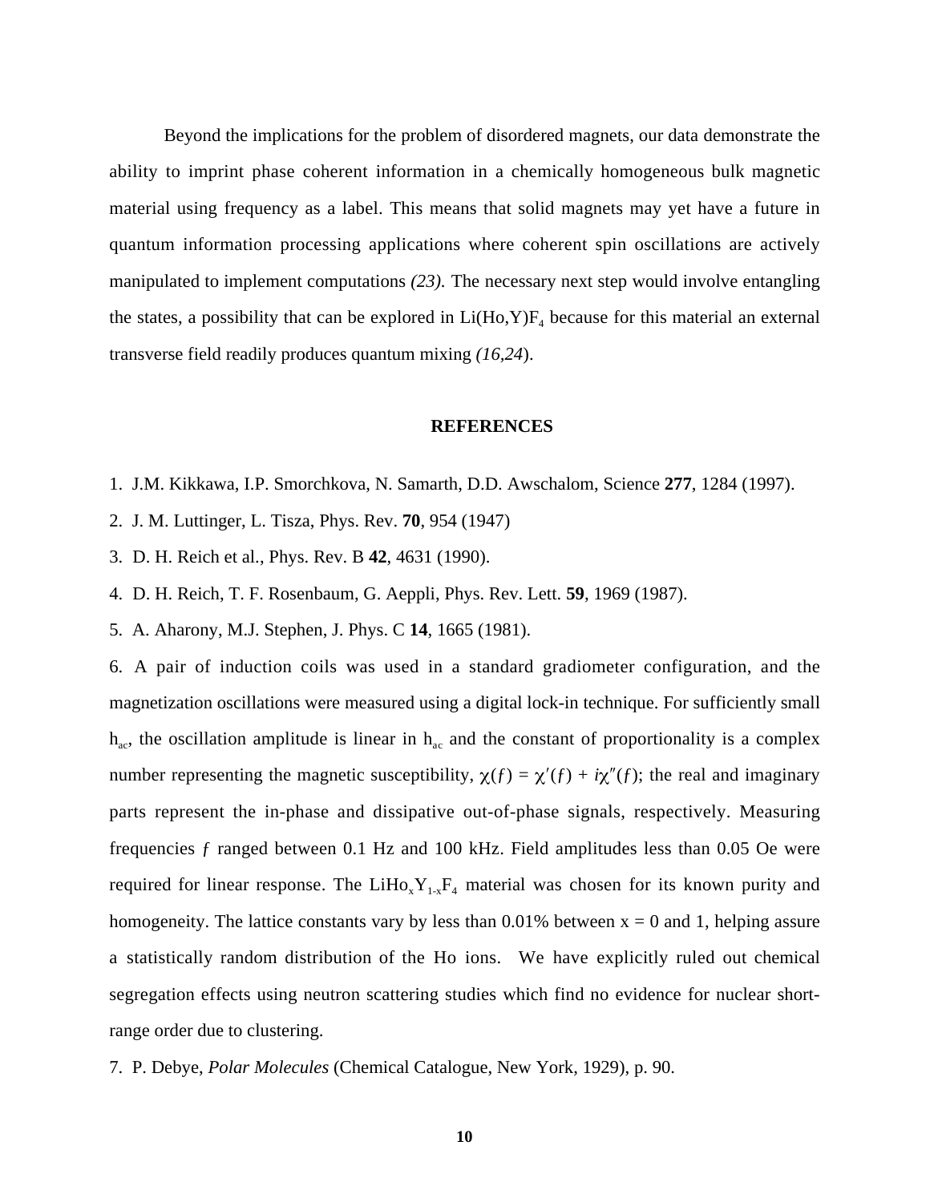Beyond the implications for the problem of disordered magnets, our data demonstrate the ability to imprint phase coherent information in a chemically homogeneous bulk magnetic material using frequency as a label. This means that solid magnets may yet have a future in quantum information processing applications where coherent spin oscillations are actively manipulated to implement computations *(23).* The necessary next step would involve entangling the states, a possibility that can be explored in Li(Ho,Y)$F_4$ because for this material an external transverse field readily produces quantum mixing *(16,24)*.

## REFERENCES

1. J.M. Kikkawa, I.P. Smorchkova, N. Samarth, D.D. Awschalom, Science **277**, 1284 (1997).
2. J. M. Luttinger, L. Tisza, Phys. Rev. **70**, 954 (1947)
3. D. H. Reich et al., Phys. Rev. B **42**, 4631 (1990).
4. D. H. Reich, T. F. Rosenbaum, G. Aeppli, Phys. Rev. Lett. **59**, 1969 (1987).
5. A. Aharony, M.J. Stephen, J. Phys. C **14**, 1665 (1981).
6. A pair of induction coils was used in a standard gradiometer configuration, and the magnetization oscillations were measured using a digital lock-in technique. For sufficiently small $h_{ac}$, the oscillation amplitude is linear in $h_{ac}$ and the constant of proportionality is a complex number representing the magnetic susceptibility, $\chi(f) = \chi'(f) + i\chi''(f)$; the real and imaginary parts represent the in-phase and dissipative out-of-phase signals, respectively. Measuring frequencies $f$ ranged between 0.1 Hz and 100 kHz. Field amplitudes less than 0.05 Oe were required for linear response. The $LiHo_xY_{1-x}F_4$ material was chosen for its known purity and homogeneity. The lattice constants vary by less than 0.01% between x = 0 and 1, helping assure a statistically random distribution of the Ho ions. We have explicitly ruled out chemical segregation effects using neutron scattering studies which find no evidence for nuclear short-range order due to clustering.
7. P. Debye, *Polar Molecules* (Chemical Catalogue, New York, 1929), p. 90.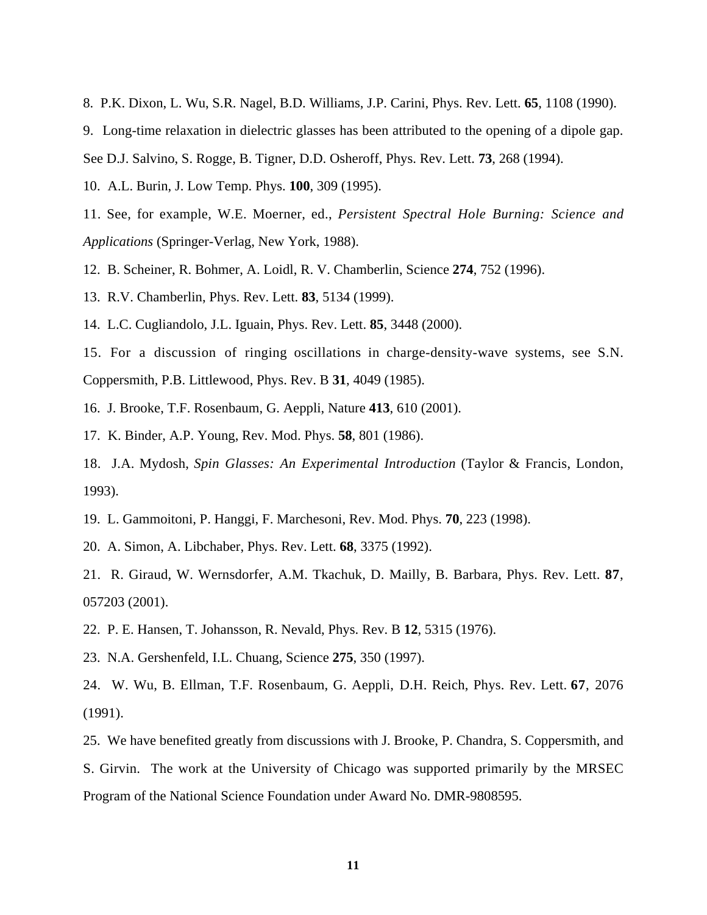8. P.K. Dixon, L. Wu, S.R. Nagel, B.D. Williams, J.P. Carini, Phys. Rev. Lett. **65**, 1108 (1990).

9. Long-time relaxation in dielectric glasses has been attributed to the opening of a dipole gap. See D.J. Salvino, S. Rogge, B. Tigner, D.D. Osheroff, Phys. Rev. Lett. **73**, 268 (1994).

10. A.L. Burin, J. Low Temp. Phys. **100**, 309 (1995).

11. See, for example, W.E. Moerner, ed., *Persistent Spectral Hole Burning: Science and Applications* (Springer-Verlag, New York, 1988).

12. B. Scheiner, R. Bohmer, A. Loidl, R. V. Chamberlin, Science **274**, 752 (1996).

13. R.V. Chamberlin, Phys. Rev. Lett. **83**, 5134 (1999).

14. L.C. Cugliandolo, J.L. Iguain, Phys. Rev. Lett. **85**, 3448 (2000).

15. For a discussion of ringing oscillations in charge-density-wave systems, see S.N. Coppersmith, P.B. Littlewood, Phys. Rev. B **31**, 4049 (1985).

16. J. Brooke, T.F. Rosenbaum, G. Aeppli, Nature **413**, 610 (2001).

17. K. Binder, A.P. Young, Rev. Mod. Phys. **58**, 801 (1986).

18. J.A. Mydosh, *Spin Glasses: An Experimental Introduction* (Taylor & Francis, London, 1993).

19. L. Gammoitoni, P. Hanggi, F. Marchesoni, Rev. Mod. Phys. **70**, 223 (1998).

20. A. Simon, A. Libchaber, Phys. Rev. Lett. **68**, 3375 (1992).

21. R. Giraud, W. Wernsdorfer, A.M. Tkachuk, D. Mailly, B. Barbara, Phys. Rev. Lett. **87**, 057203 (2001).

22. P. E. Hansen, T. Johansson, R. Nevald, Phys. Rev. B **12**, 5315 (1976).

23. N.A. Gershenfeld, I.L. Chuang, Science **275**, 350 (1997).

24. W. Wu, B. Ellman, T.F. Rosenbaum, G. Aeppli, D.H. Reich, Phys. Rev. Lett. **67**, 2076 (1991).

25. We have benefited greatly from discussions with J. Brooke, P. Chandra, S. Coppersmith, and S. Girvin. The work at the University of Chicago was supported primarily by the MRSEC Program of the National Science Foundation under Award No. DMR-9808595.